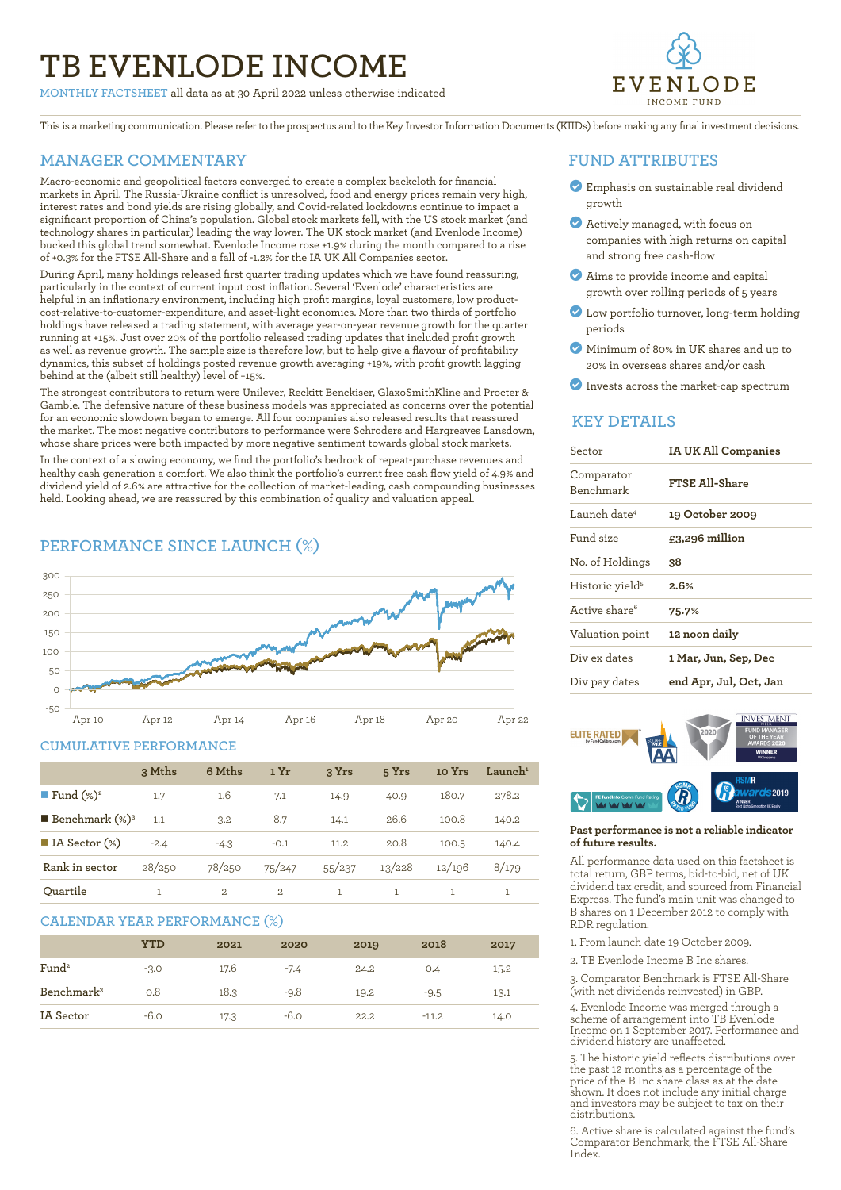# TB EVENLODE INCOME

MONTHLY FACTSHEET all data as at 30 April 2022 unless otherwise indicated

EVENLODE
INCOME FUND

This is a marketing communication. Please refer to the prospectus and to the Key Investor Information Documents (KIIDs) before making any final investment decisions.

## MANAGER COMMENTARY

Macro-economic and geopolitical factors converged to create a complex backcloth for financial markets in April. The Russia-Ukraine conflict is unresolved, food and energy prices remain very high, interest rates and bond yields are rising globally, and Covid-related lockdowns continue to impact a significant proportion of China's population. Global stock markets fell, with the US stock market (and technology shares in particular) leading the way lower. The UK stock market (and Evenlode Income) bucked this global trend somewhat. Evenlode Income rose +1.9% during the month compared to a rise of +0.3% for the FTSE All-Share and a fall of -1.2% for the IA UK All Companies sector.

During April, many holdings released first quarter trading updates which we have found reassuring, particularly in the context of current input cost inflation. Several 'Evenlode' characteristics are helpful in an inflationary environment, including high profit margins, loyal customers, low product-cost-relative-to-customer-expenditure, and asset-light economics. More than two thirds of portfolio holdings have released a trading statement, with average year-on-year revenue growth for the quarter running at +15%. Just over 20% of the portfolio released trading updates that included profit growth as well as revenue growth. The sample size is therefore low, but to help give a flavour of profitability dynamics, this subset of holdings posted revenue growth averaging +19%, with profit growth lagging behind at the (albeit still healthy) level of +15%.

The strongest contributors to return were Unilever, Reckitt Benckiser, GlaxoSmithKline and Procter & Gamble. The defensive nature of these business models was appreciated as concerns over the potential for an economic slowdown began to emerge. All four companies also released results that reassured the market. The most negative contributors to performance were Schroders and Hargreaves Lansdown, whose share prices were both impacted by more negative sentiment towards global stock markets.

In the context of a slowing economy, we find the portfolio's bedrock of repeat-purchase revenues and healthy cash generation a comfort. We also think the portfolio's current free cash flow yield of 4.9% and dividend yield of 2.6% are attractive for the collection of market-leading, cash compounding businesses held. Looking ahead, we are reassured by this combination of quality and valuation appeal.

## PERFORMANCE SINCE LAUNCH (%)

## CUMULATIVE PERFORMANCE

| | 3 Mths | 6 Mths | 1 Yr | 3 Yrs | 5 Yrs | 10 Yrs | Launch[1] |
|---|---|---|---|---|---|---|---|
| Fund (%)[2] | 1.7 | 1.6 | 7.1 | 14.9 | 40.9 | 180.7 | 278.2 |
| Benchmark (%)[3] | 1.1 | 3.2 | 8.7 | 14.1 | 26.6 | 100.8 | 140.2 |
| IA Sector (%) | -2.4 | -4.3 | -0.1 | 11.2 | 20.8 | 100.5 | 140.4 |
| Rank in sector | 28/250 | 78/250 | 75/247 | 55/237 | 13/228 | 12/196 | 8/179 |
| Quartile | 1 | 2 | 2 | 1 | 1 | 1 | 1 |

## CALENDAR YEAR PERFORMANCE (%)

| | YTD | 2021 | 2020 | 2019 | 2018 | 2017 |
|---|---|---|---|---|---|---|
| Fund[2] | -3.0 | 17.6 | -7.4 | 24.2 | 0.4 | 15.2 |
| Benchmark[3] | 0.8 | 18.3 | -9.8 | 19.2 | -9.5 | 13.1 |
| IA Sector | -6.0 | 17.3 | -6.0 | 22.2 | -11.2 | 14.0 |

## FUND ATTRIBUTES

- Emphasis on sustainable real dividend growth
- Actively managed, with focus on companies with high returns on capital and strong free cash-flow
- Aims to provide income and capital growth over rolling periods of 5 years
- Low portfolio turnover, long-term holding periods
- Minimum of 80% in UK shares and up to 20% in overseas shares and/or cash
- Invests across the market-cap spectrum

## KEY DETAILS

| | |
|---|---|
| Sector | IA UK All Companies |
| Comparator Benchmark | FTSE All-Share |
| Launch date[4] | 19 October 2009 |
| Fund size | £3,296 million |
| No. of Holdings | 38 |
| Historic yield[5] | 2.6% |
| Active share[6] | 75.7% |
| Valuation point | 12 noon daily |
| Div ex dates | 1 Mar, Jun, Sep, Dec |
| Div pay dates | end Apr, Jul, Oct, Jan |

**Past performance is not a reliable indicator of future results.**

All performance data used on this factsheet is total return, GBP terms, bid-to-bid, net of UK dividend tax credit, and sourced from Financial Express. The fund's main unit was changed to B shares on 1 December 2012 to comply with RDR regulation.

1. From launch date 19 October 2009.
2. TB Evenlode Income B Inc shares.
3. Comparator Benchmark is FTSE All-Share (with net dividends reinvested) in GBP.
4. Evenlode Income was merged through a scheme of arrangement into TB Evenlode Income on 1 September 2017. Performance and dividend history are unaffected.
5. The historic yield reflects distributions over the past 12 months as a percentage of the price of the B Inc share class as at the date shown. It does not include any initial charge and investors may be subject to tax on their distributions.
6. Active share is calculated against the fund's Comparator Benchmark, the FTSE All-Share Index.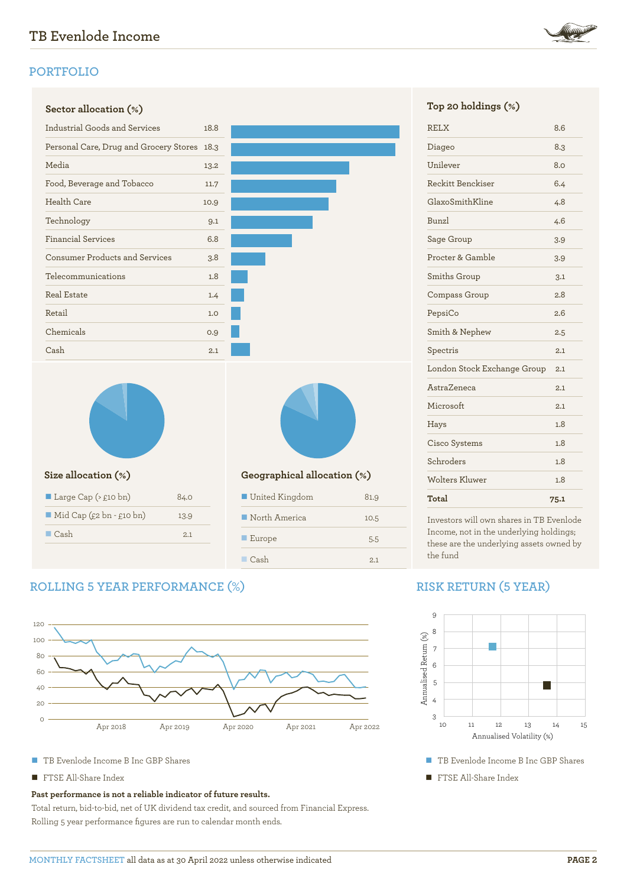## PORTFOLIO

### Sector allocation (%)

| Sector | % |
|---|---|
| Industrial Goods and Services | 18.8 |
| Personal Care, Drug and Grocery Stores | 18.3 |
| Media | 13.2 |
| Food, Beverage and Tobacco | 11.7 |
| Health Care | 10.9 |
| Technology | 9.1 |
| Financial Services | 6.8 |
| Consumer Products and Services | 3.8 |
| Telecommunications | 1.8 |
| Real Estate | 1.4 |
| Retail | 1.0 |
| Chemicals | 0.9 |
| Cash | 2.1 |

### Top 20 holdings (%)

| Holding | % |
|---|---|
| RELX | 8.6 |
| Diageo | 8.3 |
| Unilever | 8.0 |
| Reckitt Benckiser | 6.4 |
| GlaxoSmithKline | 4.8 |
| Bunzl | 4.6 |
| Sage Group | 3.9 |
| Procter & Gamble | 3.9 |
| Smiths Group | 3.1 |
| Compass Group | 2.8 |
| PepsiCo | 2.6 |
| Smith & Nephew | 2.5 |
| Spectris | 2.1 |
| London Stock Exchange Group | 2.1 |
| AstraZeneca | 2.1 |
| Microsoft | 2.1 |
| Hays | 1.8 |
| Cisco Systems | 1.8 |
| Schroders | 1.8 |
| Wolters Kluwer | 1.8 |
| **Total** | **75.1** |

Investors will own shares in TB Evenlode Income, not in the underlying holdings; these are the underlying assets owned by the fund

### Size allocation (%)

| Size | % |
|---|---|
| Large Cap (> £10 bn) | 84.0 |
| Mid Cap (£2 bn - £10 bn) | 13.9 |
| Cash | 2.1 |

### Geographical allocation (%)

| Region | % |
|---|---|
| United Kingdom | 81.9 |
| North America | 10.5 |
| Europe | 5.5 |
| Cash | 2.1 |

## ROLLING 5 YEAR PERFORMANCE (%)

- TB Evenlode Income B Inc GBP Shares
- FTSE All-Share Index

**Past performance is not a reliable indicator of future results.**

Total return, bid-to-bid, net of UK dividend tax credit, and sourced from Financial Express. Rolling 5 year performance figures are run to calendar month ends.

## RISK RETURN (5 YEAR)

- TB Evenlode Income B Inc GBP Shares
- FTSE All-Share Index

MONTHLY FACTSHEET all data as at 30 April 2022 unless otherwise indicated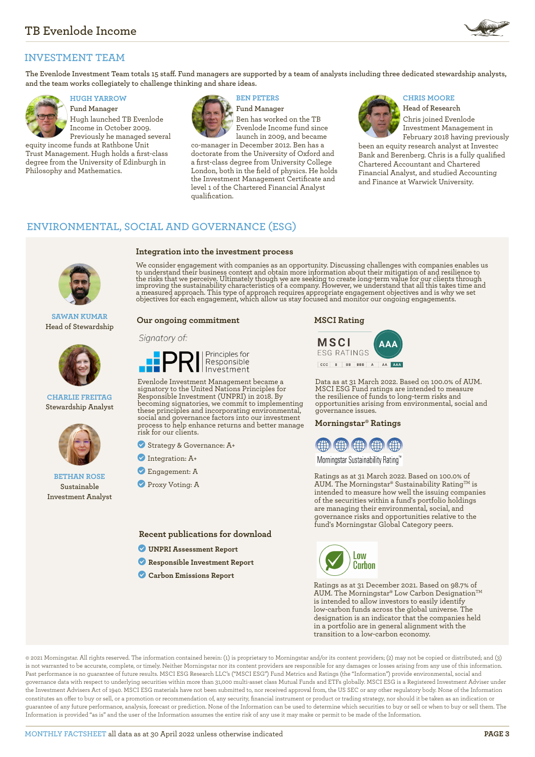## INVESTMENT TEAM

The Evenlode Investment Team totals 15 staff. Fund managers are supported by a team of analysts including three dedicated stewardship analysts, and the team works collegiately to challenge thinking and share ideas.

### HUGH YARROW
Fund Manager

Hugh launched TB Evenlode Income in October 2009. Previously he managed several equity income funds at Rathbone Unit Trust Management. Hugh holds a first-class degree from the University of Edinburgh in Philosophy and Mathematics.

### BEN PETERS
Fund Manager

Ben has worked on the TB Evenlode Income fund since launch in 2009, and became co-manager in December 2012. Ben has a doctorate from the University of Oxford and a first-class degree from University College London, both in the field of physics. He holds the Investment Management Certificate and level 1 of the Chartered Financial Analyst qualification.

### CHRIS MOORE
Head of Research

Chris joined Evenlode Investment Management in February 2018 having previously been an equity research analyst at Investec Bank and Berenberg. Chris is a fully qualified Chartered Accountant and Chartered Financial Analyst, and studied Accounting and Finance at Warwick University.

## ENVIRONMENTAL, SOCIAL AND GOVERNANCE (ESG)

**SAWAN KUMAR**
Head of Stewardship

**CHARLIE FREITAG**
Stewardship Analyst

**BETHAN ROSE**
Sustainable Investment Analyst

### Integration into the investment process

We consider engagement with companies as an opportunity. Discussing challenges with companies enables us to understand their business context and obtain more information about their mitigation of and resilience to the risks that we perceive. Ultimately though we are seeking to create long-term value for our clients through improving the sustainability characteristics of a company. However, we understand that all this takes time and a measured approach. This type of approach requires appropriate engagement objectives and is why we set objectives for each engagement, which allow us stay focused and monitor our ongoing engagements.

### Our ongoing commitment

*Signatory of:*

PRI Principles for Responsible Investment

Evenlode Investment Management became a signatory to the United Nations Principles for Responsible Investment (UNPRI) in 2018. By becoming signatories, we commit to implementing these principles and incorporating environmental, social and governance factors into our investment process to help enhance returns and better manage risk for our clients.

- Strategy & Governance: A+
- Integration: A+
- Engagement: A
- Proxy Voting: A

### Recent publications for download

- **UNPRI Assessment Report**
- **Responsible Investment Report**
- **Carbon Emissions Report**

### MSCI Rating

MSCI ESG RATINGS: AAA (scale: CCC, B, BB, BBB, A, AA, AAA)

Data as at 31 March 2022. Based on 100.0% of AUM. MSCI ESG Fund ratings are intended to measure the resilience of funds to long-term risks and opportunities arising from environmental, social and governance issues.

### Morningstar® Ratings

Morningstar Sustainability Rating™

Ratings as at 31 March 2022. Based on 100.0% of AUM. The Morningstar® Sustainability Rating™ is intended to measure how well the issuing companies of the securities within a fund's portfolio holdings are managing their environmental, social, and governance risks and opportunities relative to the fund's Morningstar Global Category peers.

Low Carbon

Ratings as at 31 December 2021. Based on 98.7% of AUM. The Morningstar® Low Carbon Designation™ is intended to allow investors to easily identify low-carbon funds across the global universe. The designation is an indicator that the companies held in a portfolio are in general alignment with the transition to a low-carbon economy.

© 2021 Morningstar. All rights reserved. The information contained herein: (1) is proprietary to Morningstar and/or its content providers; (2) may not be copied or distributed; and (3) is not warranted to be accurate, complete, or timely. Neither Morningstar nor its content providers are responsible for any damages or losses arising from any use of this information. Past performance is no guarantee of future results. MSCI ESG Research LLC's ("MSCI ESG") Fund Metrics and Ratings (the "Information") provide environmental, social and governance data with respect to underlying securities within more than 31,000 multi-asset class Mutual Funds and ETFs globally. MSCI ESG is a Registered Investment Adviser under the Investment Advisers Act of 1940. MSCI ESG materials have not been submitted to, nor received approval from, the US SEC or any other regulatory body. None of the Information constitutes an offer to buy or sell, or a promotion or recommendation of, any security, financial instrument or product or trading strategy, nor should it be taken as an indication or guarantee of any future performance, analysis, forecast or prediction. None of the Information can be used to determine which securities to buy or sell or when to buy or sell them. The Information is provided "as is" and the user of the Information assumes the entire risk of any use it may make or permit to be made of the Information.

MONTHLY FACTSHEET all data as at 30 April 2022 unless otherwise indicated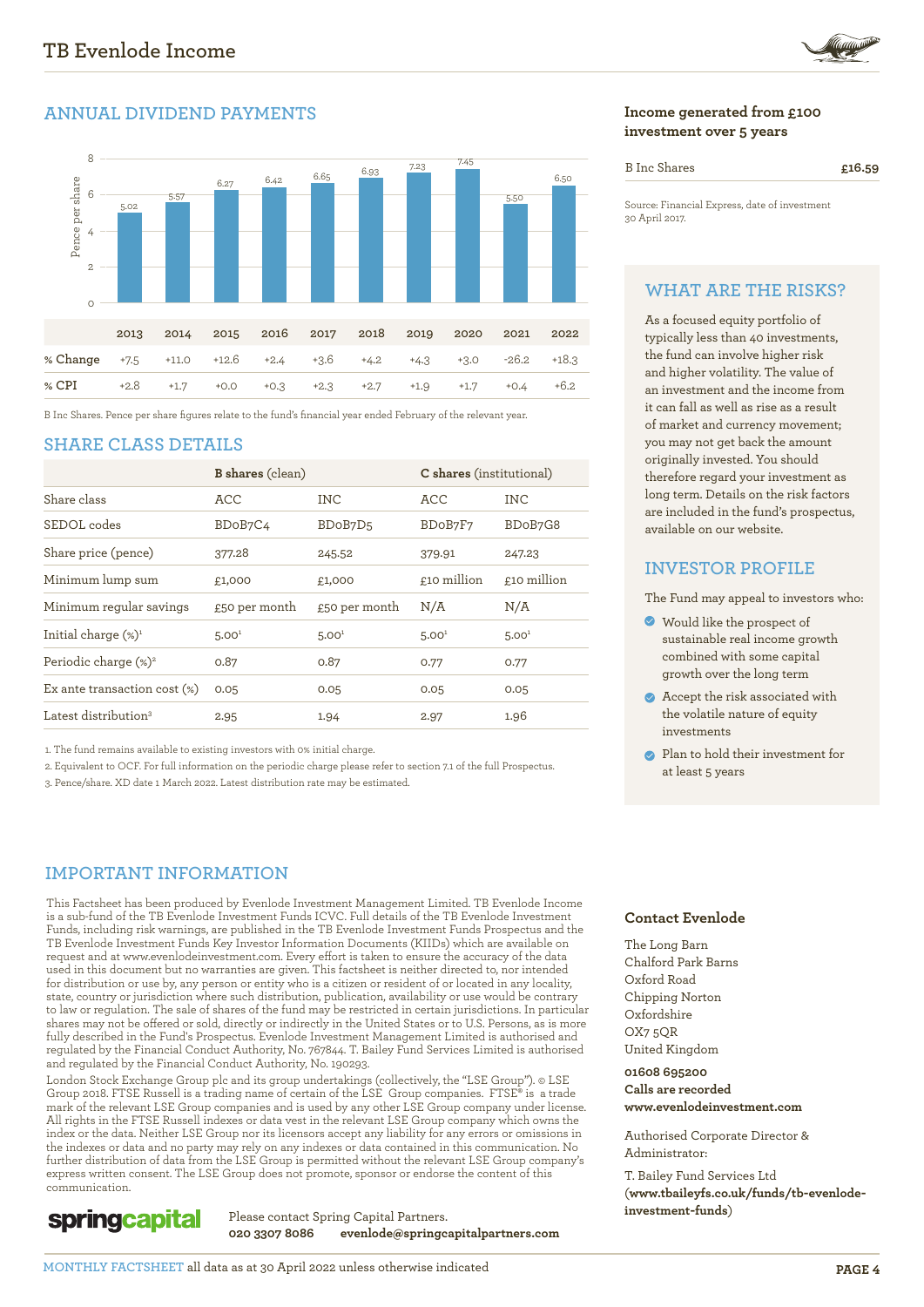## ANNUAL DIVIDEND PAYMENTS

Pence per share

8
6
4
2
0

5.02 5.57 6.27 6.42 6.65 6.93 7.23 7.45 5.50 6.50

| | 2013 | 2014 | 2015 | 2016 | 2017 | 2018 | 2019 | 2020 | 2021 | 2022 |
|---|---|---|---|---|---|---|---|---|---|---|
| % Change | +7.5 | +11.0 | +12.6 | +2.4 | +3.6 | +4.2 | +4.3 | +3.0 | -26.2 | +18.3 |
| % CPI | +2.8 | +1.7 | +0.0 | +0.3 | +2.3 | +2.7 | +1.9 | +1.7 | +0.4 | +6.2 |

B Inc Shares. Pence per share figures relate to the fund's financial year ended February of the relevant year.

## SHARE CLASS DETAILS

| | **B shares** (clean) | | **C shares** (institutional) | |
|---|---|---|---|---|
| Share class | ACC | INC | ACC | INC |
| SEDOL codes | BD0B7C4 | BD0B7D5 | BD0B7F7 | BD0B7G8 |
| Share price (pence) | 377.28 | 245.52 | 379.91 | 247.23 |
| Minimum lump sum | £1,000 | £1,000 | £10 million | £10 million |
| Minimum regular savings | £50 per month | £50 per month | N/A | N/A |
| Initial charge (%)[1] | 5.00[1] | 5.00[1] | 5.00[1] | 5.00[1] |
| Periodic charge (%)[2] | 0.87 | 0.87 | 0.77 | 0.77 |
| Ex ante transaction cost (%) | 0.05 | 0.05 | 0.05 | 0.05 |
| Latest distribution[3] | 2.95 | 1.94 | 2.97 | 1.96 |

1. The fund remains available to existing investors with 0% initial charge.
2. Equivalent to OCF. For full information on the periodic charge please refer to section 7.1 of the full Prospectus.
3. Pence/share. XD date 1 March 2022. Latest distribution rate may be estimated.

**Income generated from £100 investment over 5 years**

| | |
|---|---|
| B Inc Shares | **£16.59** |

Source: Financial Express, date of investment 30 April 2017.

## WHAT ARE THE RISKS?

As a focused equity portfolio of typically less than 40 investments, the fund can involve higher risk and higher volatility. The value of an investment and the income from it can fall as well as rise as a result of market and currency movement; you may not get back the amount originally invested. You should therefore regard your investment as long term. Details on the risk factors are included in the fund's prospectus, available on our website.

## INVESTOR PROFILE

The Fund may appeal to investors who:

- Would like the prospect of sustainable real income growth combined with some capital growth over the long term
- Accept the risk associated with the volatile nature of equity investments
- Plan to hold their investment for at least 5 years

## IMPORTANT INFORMATION

This Factsheet has been produced by Evenlode Investment Management Limited. TB Evenlode Income is a sub-fund of the TB Evenlode Investment Funds ICVC. Full details of the TB Evenlode Investment Funds, including risk warnings, are published in the TB Evenlode Investment Funds Prospectus and the TB Evenlode Investment Funds Key Investor Information Documents (KIIDs) which are available on request and at www.evenlodeinvestment.com. Every effort is taken to ensure the accuracy of the data used in this document but no warranties are given. This factsheet is neither directed to, nor intended for distribution or use by, any person or entity who is a citizen or resident of or located in any locality, state, country or jurisdiction where such distribution, publication, availability or use would be contrary to law or regulation. The sale of shares of the fund may be restricted in certain jurisdictions. In particular shares may not be offered or sold, directly or indirectly in the United States or to U.S. Persons, as is more fully described in the Fund's Prospectus. Evenlode Investment Management Limited is authorised and regulated by the Financial Conduct Authority, No. 767844. T. Bailey Fund Services Limited is authorised and regulated by the Financial Conduct Authority, No. 190293.

London Stock Exchange Group plc and its group undertakings (collectively, the "LSE Group"). © LSE Group 2018. FTSE Russell is a trading name of certain of the LSE Group companies. FTSE® is a trade mark of the relevant LSE Group companies and is used by any other LSE Group company under license. All rights in the FTSE Russell indexes or data vest in the relevant LSE Group company which owns the index or the data. Neither LSE Group nor its licensors accept any liability for any errors or omissions in the indexes or data and no party may rely on any indexes or data contained in this communication. No further distribution of data from the LSE Group is permitted without the relevant LSE Group company's express written consent. The LSE Group does not promote, sponsor or endorse the content of this communication.

springcapital

Please contact Spring Capital Partners.
**020 3307 8086** **evenlode@springcapitalpartners.com**

### Contact Evenlode

The Long Barn
Chalford Park Barns
Oxford Road
Chipping Norton
Oxfordshire
OX7 5QR
United Kingdom

**01608 695200**
**Calls are recorded**
**www.evenlodeinvestment.com**

Authorised Corporate Director & Administrator:

T. Bailey Fund Services Ltd
(**www.tbaileyfs.co.uk/funds/tb-evenlode-investment-funds**)

MONTHLY FACTSHEET all data as at 30 April 2022 unless otherwise indicated